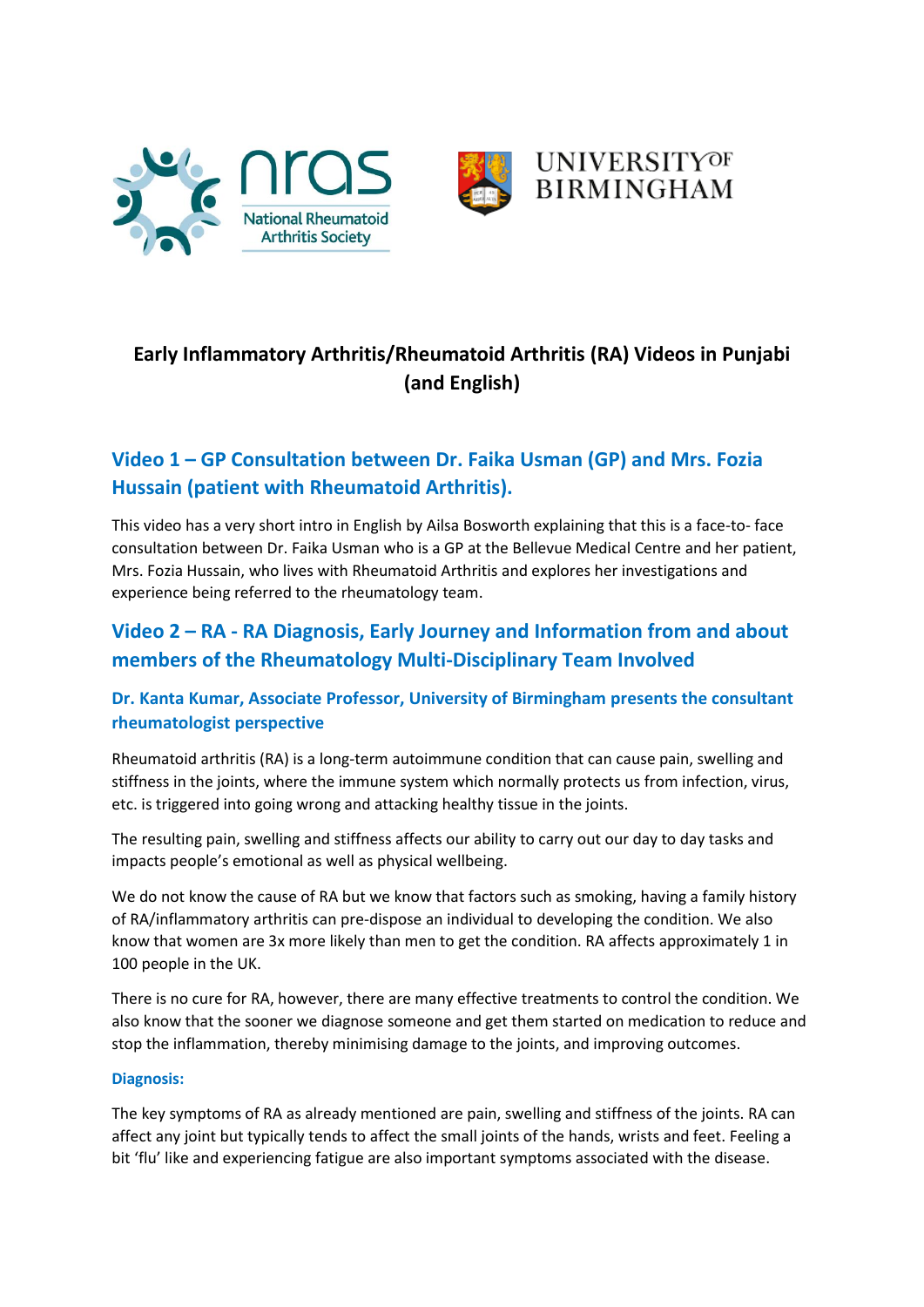# Early Inflammatory Arthritis/Rheumatoid Arthritis (RA) Videos in Punjabi (and English)

## Video 1 – GP Consultation between Dr. Faika Usman (GP) and Mrs. Fozia Hussain (patient with Rheumatoid Arthritis).

This video has a very short intro in English by Ailsa Bosworth explaining that this is a face-to- face consultation between Dr. Faika Usman who is a GP at the Bellevue Medical Centre and her patient, Mrs. Fozia Hussain, who lives with Rheumatoid Arthritis and explores her investigations and experience being referred to the rheumatology team.

## Video 2 – RA - RA Diagnosis, Early Journey and Information from and about members of the Rheumatology Multi-Disciplinary Team Involved

### Dr. Kanta Kumar, Associate Professor, University of Birmingham presents the consultant rheumatologist perspective

Rheumatoid arthritis (RA) is a long-term autoimmune condition that can cause pain, swelling and stiffness in the joints, where the immune system which normally protects us from infection, virus, etc. is triggered into going wrong and attacking healthy tissue in the joints.

The resulting pain, swelling and stiffness affects our ability to carry out our day to day tasks and impacts people's emotional as well as physical wellbeing.

We do not know the cause of RA but we know that factors such as smoking, having a family history of RA/inflammatory arthritis can pre-dispose an individual to developing the condition. We also know that women are 3x more likely than men to get the condition. RA affects approximately 1 in 100 people in the UK.

There is no cure for RA, however, there are many effective treatments to control the condition. We also know that the sooner we diagnose someone and get them started on medication to reduce and stop the inflammation, thereby minimising damage to the joints, and improving outcomes.

#### Diagnosis:

The key symptoms of RA as already mentioned are pain, swelling and stiffness of the joints. RA can affect any joint but typically tends to affect the small joints of the hands, wrists and feet. Feeling a bit 'flu' like and experiencing fatigue are also important symptoms associated with the disease.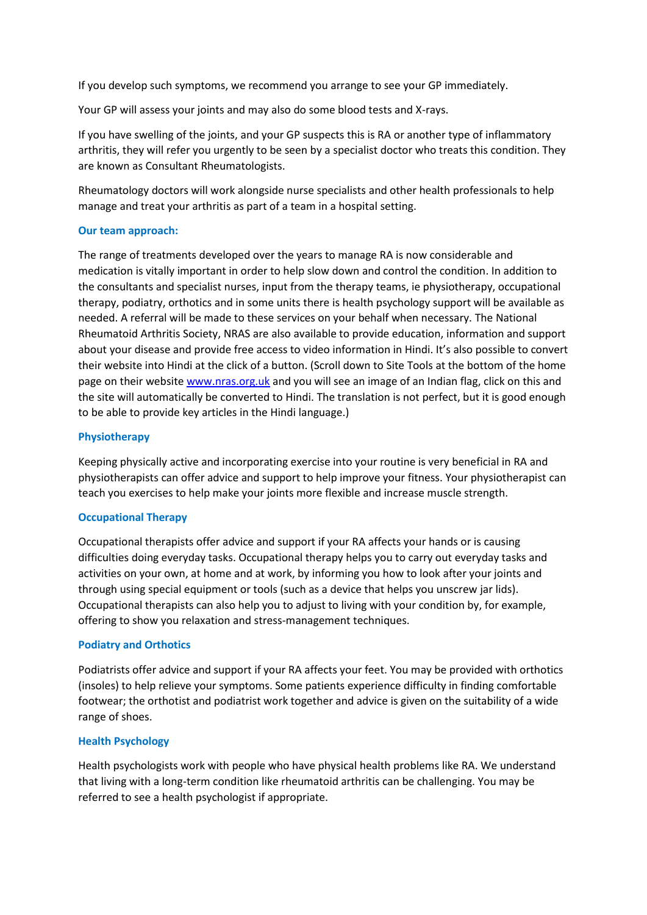If you develop such symptoms, we recommend you arrange to see your GP immediately.

Your GP will assess your joints and may also do some blood tests and X-rays.

If you have swelling of the joints, and your GP suspects this is RA or another type of inflammatory arthritis, they will refer you urgently to be seen by a specialist doctor who treats this condition. They are known as Consultant Rheumatologists.

Rheumatology doctors will work alongside nurse specialists and other health professionals to help manage and treat your arthritis as part of a team in a hospital setting.

### Our team approach:

The range of treatments developed over the years to manage RA is now considerable and medication is vitally important in order to help slow down and control the condition. In addition to the consultants and specialist nurses, input from the therapy teams, ie physiotherapy, occupational therapy, podiatry, orthotics and in some units there is health psychology support will be available as needed. A referral will be made to these services on your behalf when necessary. The National Rheumatoid Arthritis Society, NRAS are also available to provide education, information and support about your disease and provide free access to video information in Hindi. It's also possible to convert their website into Hindi at the click of a button. (Scroll down to Site Tools at the bottom of the home page on their website [www.nras.org.uk](http://www.nras.org.uk) and you will see an image of an Indian flag, click on this and the site will automatically be converted to Hindi. The translation is not perfect, but it is good enough to be able to provide key articles in the Hindi language.)

### Physiotherapy

Keeping physically active and incorporating exercise into your routine is very beneficial in RA and physiotherapists can offer advice and support to help improve your fitness. Your physiotherapist can teach you exercises to help make your joints more flexible and increase muscle strength.

### Occupational Therapy

Occupational therapists offer advice and support if your RA affects your hands or is causing difficulties doing everyday tasks. Occupational therapy helps you to carry out everyday tasks and activities on your own, at home and at work, by informing you how to look after your joints and through using special equipment or tools (such as a device that helps you unscrew jar lids). Occupational therapists can also help you to adjust to living with your condition by, for example, offering to show you relaxation and stress-management techniques.

### Podiatry and Orthotics

Podiatrists offer advice and support if your RA affects your feet. You may be provided with orthotics (insoles) to help relieve your symptoms. Some patients experience difficulty in finding comfortable footwear; the orthotist and podiatrist work together and advice is given on the suitability of a wide range of shoes.

### Health Psychology

Health psychologists work with people who have physical health problems like RA. We understand that living with a long-term condition like rheumatoid arthritis can be challenging. You may be referred to see a health psychologist if appropriate.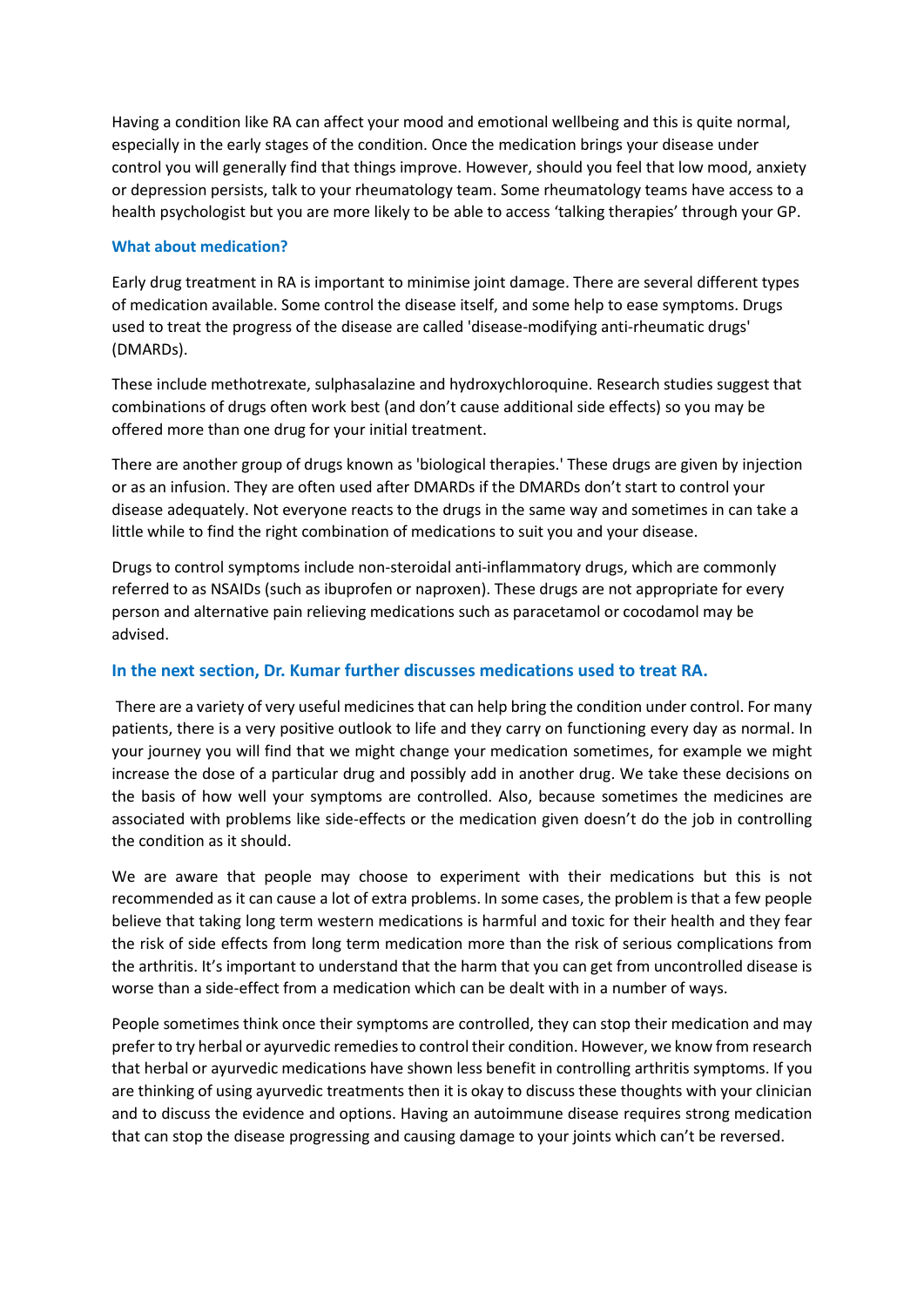Having a condition like RA can affect your mood and emotional wellbeing and this is quite normal, especially in the early stages of the condition. Once the medication brings your disease under control you will generally find that things improve. However, should you feel that low mood, anxiety or depression persists, talk to your rheumatology team. Some rheumatology teams have access to a health psychologist but you are more likely to be able to access 'talking therapies' through your GP.

### What about medication?

Early drug treatment in RA is important to minimise joint damage. There are several different types of medication available. Some control the disease itself, and some help to ease symptoms. Drugs used to treat the progress of the disease are called 'disease-modifying anti-rheumatic drugs' (DMARDs).

These include methotrexate, sulphasalazine and hydroxychloroquine. Research studies suggest that combinations of drugs often work best (and don't cause additional side effects) so you may be offered more than one drug for your initial treatment.

There are another group of drugs known as 'biological therapies.' These drugs are given by injection or as an infusion. They are often used after DMARDs if the DMARDs don't start to control your disease adequately. Not everyone reacts to the drugs in the same way and sometimes in can take a little while to find the right combination of medications to suit you and your disease.

Drugs to control symptoms include non-steroidal anti-inflammatory drugs, which are commonly referred to as NSAIDs (such as ibuprofen or naproxen). These drugs are not appropriate for every person and alternative pain relieving medications such as paracetamol or cocodamol may be advised.

### In the next section, Dr. Kumar further discusses medications used to treat RA.

There are a variety of very useful medicines that can help bring the condition under control. For many patients, there is a very positive outlook to life and they carry on functioning every day as normal. In your journey you will find that we might change your medication sometimes, for example we might increase the dose of a particular drug and possibly add in another drug. We take these decisions on the basis of how well your symptoms are controlled. Also, because sometimes the medicines are associated with problems like side-effects or the medication given doesn't do the job in controlling the condition as it should.

We are aware that people may choose to experiment with their medications but this is not recommended as it can cause a lot of extra problems. In some cases, the problem is that a few people believe that taking long term western medications is harmful and toxic for their health and they fear the risk of side effects from long term medication more than the risk of serious complications from the arthritis. It's important to understand that the harm that you can get from uncontrolled disease is worse than a side-effect from a medication which can be dealt with in a number of ways.

People sometimes think once their symptoms are controlled, they can stop their medication and may prefer to try herbal or ayurvedic remedies to control their condition. However, we know from research that herbal or ayurvedic medications have shown less benefit in controlling arthritis symptoms. If you are thinking of using ayurvedic treatments then it is okay to discuss these thoughts with your clinician and to discuss the evidence and options. Having an autoimmune disease requires strong medication that can stop the disease progressing and causing damage to your joints which can't be reversed.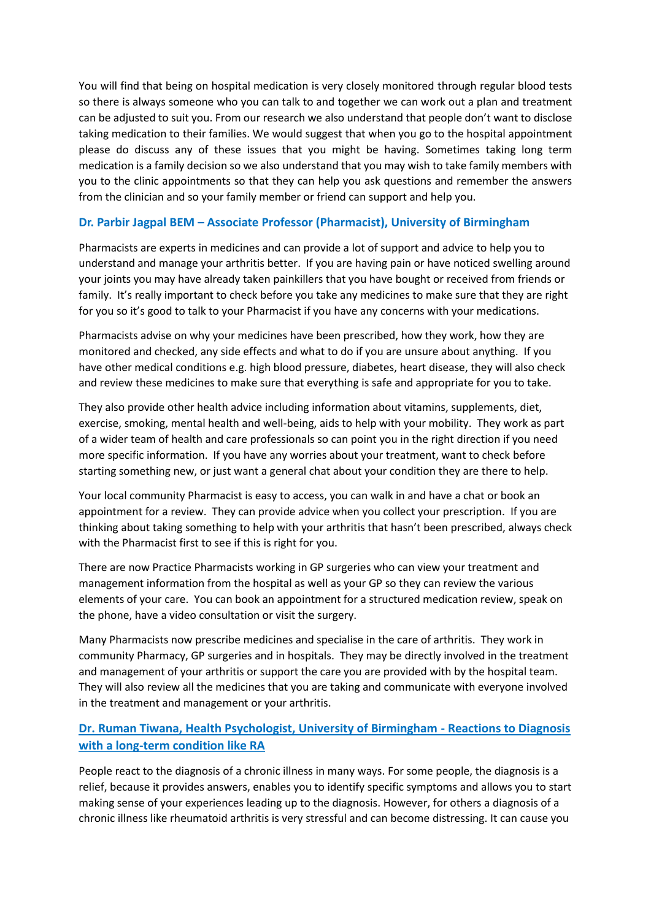You will find that being on hospital medication is very closely monitored through regular blood tests so there is always someone who you can talk to and together we can work out a plan and treatment can be adjusted to suit you. From our research we also understand that people don't want to disclose taking medication to their families. We would suggest that when you go to the hospital appointment please do discuss any of these issues that you might be having. Sometimes taking long term medication is a family decision so we also understand that you may wish to take family members with you to the clinic appointments so that they can help you ask questions and remember the answers from the clinician and so your family member or friend can support and help you.

### Dr. Parbir Jagpal BEM – Associate Professor (Pharmacist), University of Birmingham

Pharmacists are experts in medicines and can provide a lot of support and advice to help you to understand and manage your arthritis better. If you are having pain or have noticed swelling around your joints you may have already taken painkillers that you have bought or received from friends or family. It's really important to check before you take any medicines to make sure that they are right for you so it's good to talk to your Pharmacist if you have any concerns with your medications.

Pharmacists advise on why your medicines have been prescribed, how they work, how they are monitored and checked, any side effects and what to do if you are unsure about anything. If you have other medical conditions e.g. high blood pressure, diabetes, heart disease, they will also check and review these medicines to make sure that everything is safe and appropriate for you to take.

They also provide other health advice including information about vitamins, supplements, diet, exercise, smoking, mental health and well-being, aids to help with your mobility. They work as part of a wider team of health and care professionals so can point you in the right direction if you need more specific information. If you have any worries about your treatment, want to check before starting something new, or just want a general chat about your condition they are there to help.

Your local community Pharmacist is easy to access, you can walk in and have a chat or book an appointment for a review. They can provide advice when you collect your prescription. If you are thinking about taking something to help with your arthritis that hasn't been prescribed, always check with the Pharmacist first to see if this is right for you.

There are now Practice Pharmacists working in GP surgeries who can view your treatment and management information from the hospital as well as your GP so they can review the various elements of your care. You can book an appointment for a structured medication review, speak on the phone, have a video consultation or visit the surgery.

Many Pharmacists now prescribe medicines and specialise in the care of arthritis. They work in community Pharmacy, GP surgeries and in hospitals. They may be directly involved in the treatment and management of your arthritis or support the care you are provided with by the hospital team. They will also review all the medicines that you are taking and communicate with everyone involved in the treatment and management or your arthritis.

### Dr. Ruman Tiwana, Health Psychologist, University of Birmingham - Reactions to Diagnosis with a long-term condition like RA

People react to the diagnosis of a chronic illness in many ways. For some people, the diagnosis is a relief, because it provides answers, enables you to identify specific symptoms and allows you to start making sense of your experiences leading up to the diagnosis. However, for others a diagnosis of a chronic illness like rheumatoid arthritis is very stressful and can become distressing. It can cause you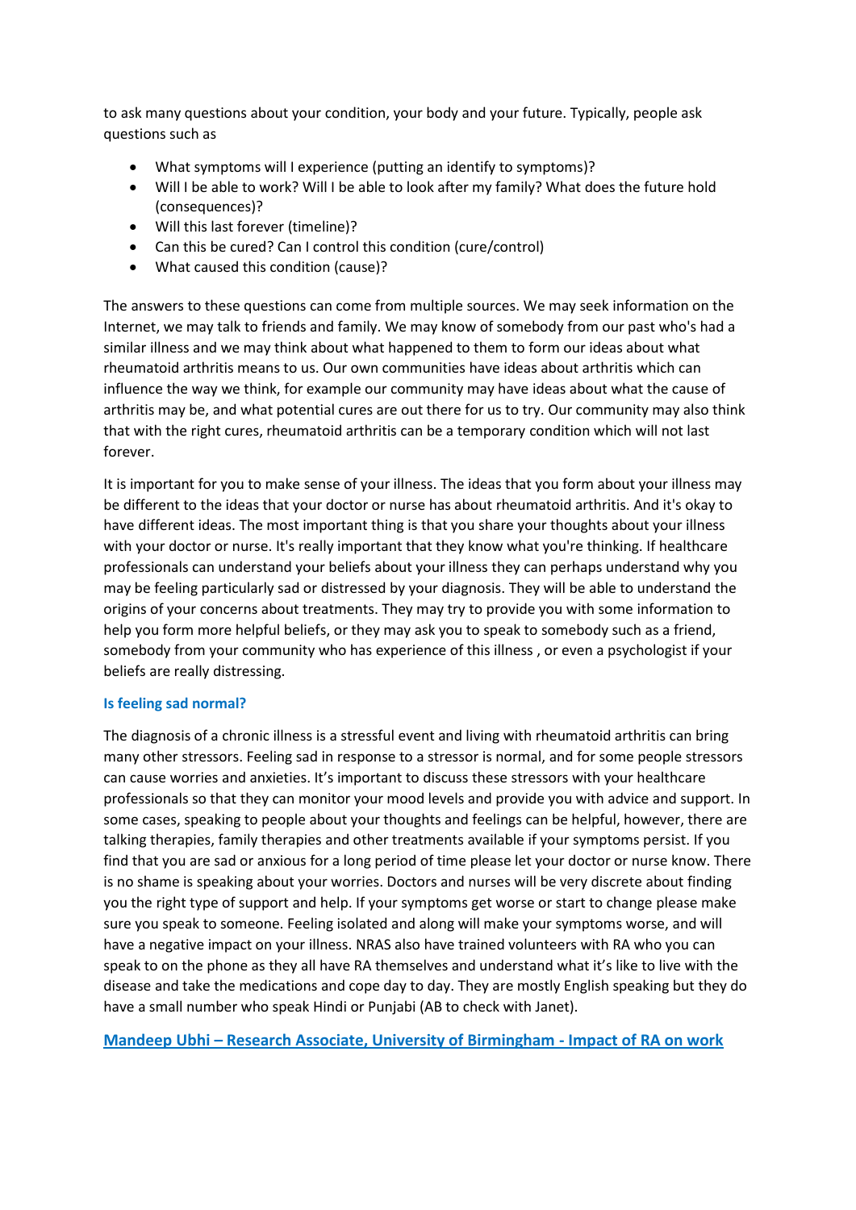to ask many questions about your condition, your body and your future. Typically, people ask questions such as

- What symptoms will I experience (putting an identify to symptoms)?
- Will I be able to work? Will I be able to look after my family? What does the future hold (consequences)?
- Will this last forever (timeline)?
- Can this be cured? Can I control this condition (cure/control)
- What caused this condition (cause)?

The answers to these questions can come from multiple sources. We may seek information on the Internet, we may talk to friends and family. We may know of somebody from our past who's had a similar illness and we may think about what happened to them to form our ideas about what rheumatoid arthritis means to us. Our own communities have ideas about arthritis which can influence the way we think, for example our community may have ideas about what the cause of arthritis may be, and what potential cures are out there for us to try. Our community may also think that with the right cures, rheumatoid arthritis can be a temporary condition which will not last forever.

It is important for you to make sense of your illness. The ideas that you form about your illness may be different to the ideas that your doctor or nurse has about rheumatoid arthritis. And it's okay to have different ideas. The most important thing is that you share your thoughts about your illness with your doctor or nurse. It's really important that they know what you're thinking. If healthcare professionals can understand your beliefs about your illness they can perhaps understand why you may be feeling particularly sad or distressed by your diagnosis. They will be able to understand the origins of your concerns about treatments. They may try to provide you with some information to help you form more helpful beliefs, or they may ask you to speak to somebody such as a friend, somebody from your community who has experience of this illness , or even a psychologist if your beliefs are really distressing.

### Is feeling sad normal?

The diagnosis of a chronic illness is a stressful event and living with rheumatoid arthritis can bring many other stressors. Feeling sad in response to a stressor is normal, and for some people stressors can cause worries and anxieties. It's important to discuss these stressors with your healthcare professionals so that they can monitor your mood levels and provide you with advice and support. In some cases, speaking to people about your thoughts and feelings can be helpful, however, there are talking therapies, family therapies and other treatments available if your symptoms persist. If you find that you are sad or anxious for a long period of time please let your doctor or nurse know. There is no shame is speaking about your worries. Doctors and nurses will be very discrete about finding you the right type of support and help. If your symptoms get worse or start to change please make sure you speak to someone. Feeling isolated and along will make your symptoms worse, and will have a negative impact on your illness. NRAS also have trained volunteers with RA who you can speak to on the phone as they all have RA themselves and understand what it's like to live with the disease and take the medications and cope day to day. They are mostly English speaking but they do have a small number who speak Hindi or Punjabi (AB to check with Janet).

### Mandeep Ubhi – Research Associate, University of Birmingham - Impact of RA on work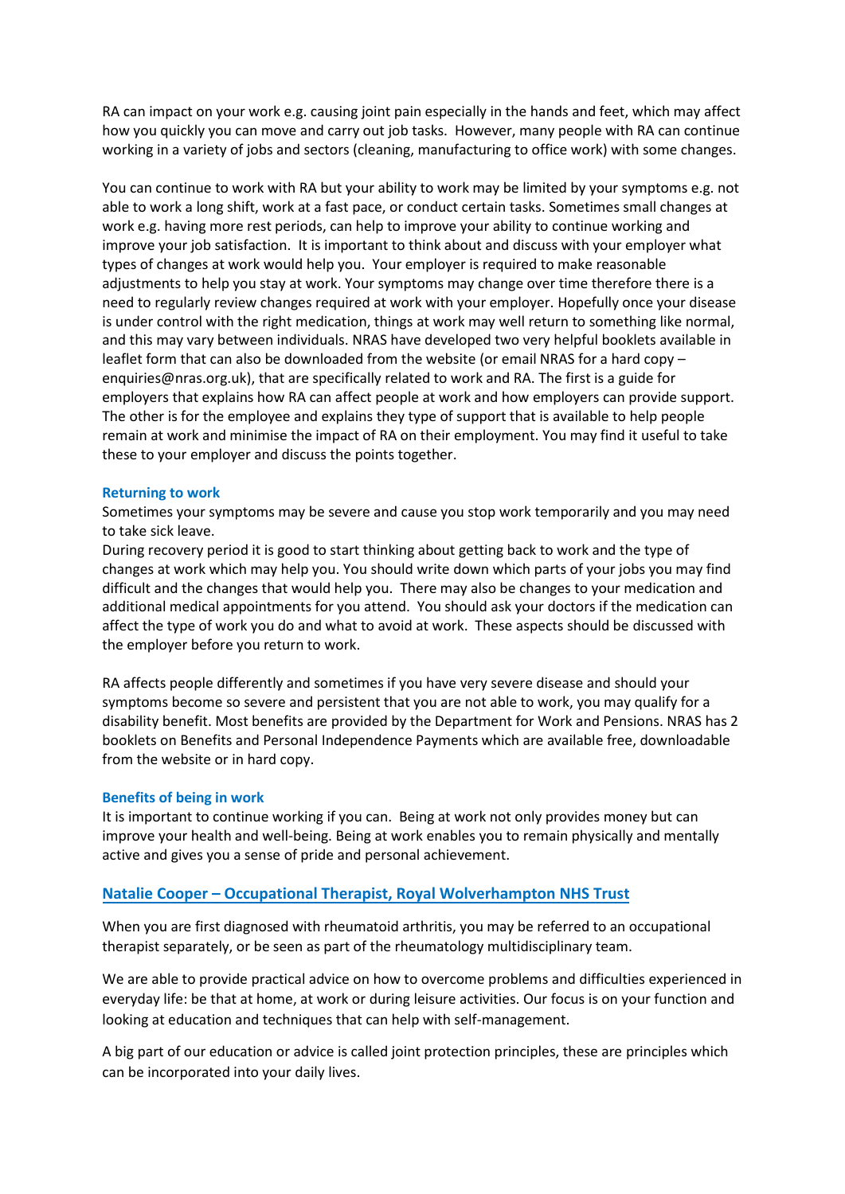RA can impact on your work e.g. causing joint pain especially in the hands and feet, which may affect how you quickly you can move and carry out job tasks. However, many people with RA can continue working in a variety of jobs and sectors (cleaning, manufacturing to office work) with some changes.

You can continue to work with RA but your ability to work may be limited by your symptoms e.g. not able to work a long shift, work at a fast pace, or conduct certain tasks. Sometimes small changes at work e.g. having more rest periods, can help to improve your ability to continue working and improve your job satisfaction. It is important to think about and discuss with your employer what types of changes at work would help you. Your employer is required to make reasonable adjustments to help you stay at work. Your symptoms may change over time therefore there is a need to regularly review changes required at work with your employer. Hopefully once your disease is under control with the right medication, things at work may well return to something like normal, and this may vary between individuals. NRAS have developed two very helpful booklets available in leaflet form that can also be downloaded from the website (or email NRAS for a hard copy – enquiries@nras.org.uk), that are specifically related to work and RA. The first is a guide for employers that explains how RA can affect people at work and how employers can provide support. The other is for the employee and explains they type of support that is available to help people remain at work and minimise the impact of RA on their employment. You may find it useful to take these to your employer and discuss the points together.

### Returning to work

Sometimes your symptoms may be severe and cause you stop work temporarily and you may need to take sick leave.

During recovery period it is good to start thinking about getting back to work and the type of changes at work which may help you. You should write down which parts of your jobs you may find difficult and the changes that would help you. There may also be changes to your medication and additional medical appointments for you attend. You should ask your doctors if the medication can affect the type of work you do and what to avoid at work. These aspects should be discussed with the employer before you return to work.

RA affects people differently and sometimes if you have very severe disease and should your symptoms become so severe and persistent that you are not able to work, you may qualify for a disability benefit. Most benefits are provided by the Department for Work and Pensions. NRAS has 2 booklets on Benefits and Personal Independence Payments which are available free, downloadable from the website or in hard copy.

### Benefits of being in work

It is important to continue working if you can. Being at work not only provides money but can improve your health and well-being. Being at work enables you to remain physically and mentally active and gives you a sense of pride and personal achievement.

## Natalie Cooper – Occupational Therapist, Royal Wolverhampton NHS Trust

When you are first diagnosed with rheumatoid arthritis, you may be referred to an occupational therapist separately, or be seen as part of the rheumatology multidisciplinary team.

We are able to provide practical advice on how to overcome problems and difficulties experienced in everyday life: be that at home, at work or during leisure activities. Our focus is on your function and looking at education and techniques that can help with self-management.

A big part of our education or advice is called joint protection principles, these are principles which can be incorporated into your daily lives.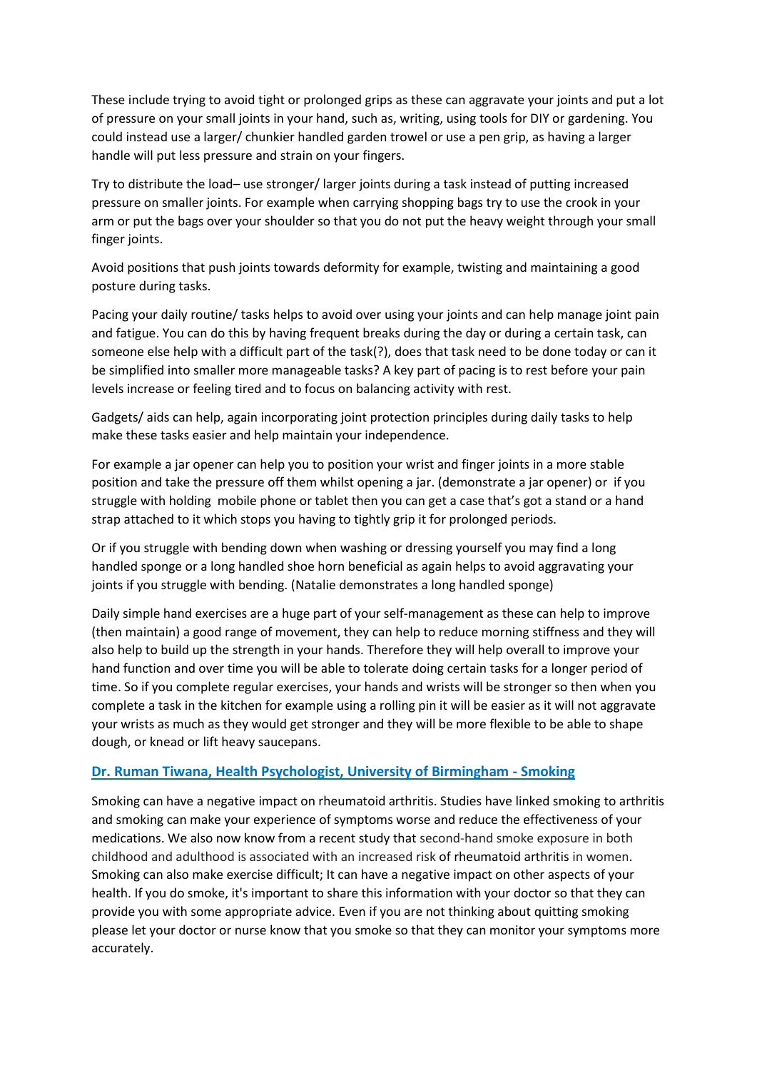These include trying to avoid tight or prolonged grips as these can aggravate your joints and put a lot of pressure on your small joints in your hand, such as, writing, using tools for DIY or gardening. You could instead use a larger/ chunkier handled garden trowel or use a pen grip, as having a larger handle will put less pressure and strain on your fingers.

Try to distribute the load– use stronger/ larger joints during a task instead of putting increased pressure on smaller joints. For example when carrying shopping bags try to use the crook in your arm or put the bags over your shoulder so that you do not put the heavy weight through your small finger joints.

Avoid positions that push joints towards deformity for example, twisting and maintaining a good posture during tasks.

Pacing your daily routine/ tasks helps to avoid over using your joints and can help manage joint pain and fatigue. You can do this by having frequent breaks during the day or during a certain task, can someone else help with a difficult part of the task(?), does that task need to be done today or can it be simplified into smaller more manageable tasks? A key part of pacing is to rest before your pain levels increase or feeling tired and to focus on balancing activity with rest.

Gadgets/ aids can help, again incorporating joint protection principles during daily tasks to help make these tasks easier and help maintain your independence.

For example a jar opener can help you to position your wrist and finger joints in a more stable position and take the pressure off them whilst opening a jar. (demonstrate a jar opener) or if you struggle with holding mobile phone or tablet then you can get a case that's got a stand or a hand strap attached to it which stops you having to tightly grip it for prolonged periods.

Or if you struggle with bending down when washing or dressing yourself you may find a long handled sponge or a long handled shoe horn beneficial as again helps to avoid aggravating your joints if you struggle with bending. (Natalie demonstrates a long handled sponge)

Daily simple hand exercises are a huge part of your self-management as these can help to improve (then maintain) a good range of movement, they can help to reduce morning stiffness and they will also help to build up the strength in your hands. Therefore they will help overall to improve your hand function and over time you will be able to tolerate doing certain tasks for a longer period of time. So if you complete regular exercises, your hands and wrists will be stronger so then when you complete a task in the kitchen for example using a rolling pin it will be easier as it will not aggravate your wrists as much as they would get stronger and they will be more flexible to be able to shape dough, or knead or lift heavy saucepans.

## Dr. Ruman Tiwana, Health Psychologist, University of Birmingham - Smoking

Smoking can have a negative impact on rheumatoid arthritis. Studies have linked smoking to arthritis and smoking can make your experience of symptoms worse and reduce the effectiveness of your medications. We also now know from a recent study that second-hand smoke exposure in both childhood and adulthood is associated with an increased risk of rheumatoid arthritis in women. Smoking can also make exercise difficult; It can have a negative impact on other aspects of your health. If you do smoke, it's important to share this information with your doctor so that they can provide you with some appropriate advice. Even if you are not thinking about quitting smoking please let your doctor or nurse know that you smoke so that they can monitor your symptoms more accurately.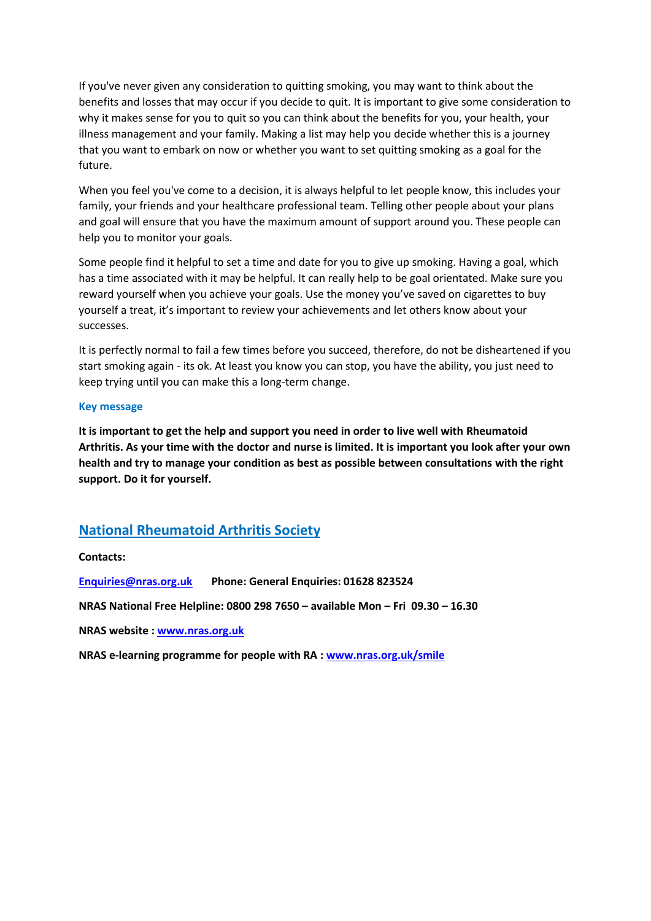If you've never given any consideration to quitting smoking, you may want to think about the benefits and losses that may occur if you decide to quit. It is important to give some consideration to why it makes sense for you to quit so you can think about the benefits for you, your health, your illness management and your family. Making a list may help you decide whether this is a journey that you want to embark on now or whether you want to set quitting smoking as a goal for the future.

When you feel you've come to a decision, it is always helpful to let people know, this includes your family, your friends and your healthcare professional team. Telling other people about your plans and goal will ensure that you have the maximum amount of support around you. These people can help you to monitor your goals.

Some people find it helpful to set a time and date for you to give up smoking. Having a goal, which has a time associated with it may be helpful. It can really help to be goal orientated. Make sure you reward yourself when you achieve your goals. Use the money you've saved on cigarettes to buy yourself a treat, it's important to review your achievements and let others know about your successes.

It is perfectly normal to fail a few times before you succeed, therefore, do not be disheartened if you start smoking again - its ok. At least you know you can stop, you have the ability, you just need to keep trying until you can make this a long-term change.

### Key message

**It is important to get the help and support you need in order to live well with Rheumatoid Arthritis. As your time with the doctor and nurse is limited. It is important you look after your own health and try to manage your condition as best as possible between consultations with the right support. Do it for yourself.**

## National Rheumatoid Arthritis Society

**Contacts:**

**Enquiries@nras.org.uk** **Phone: General Enquiries: 01628 823524**

**NRAS National Free Helpline: 0800 298 7650 – available Mon – Fri 09.30 – 16.30**

**NRAS website : www.nras.org.uk**

**NRAS e-learning programme for people with RA : www.nras.org.uk/smile**